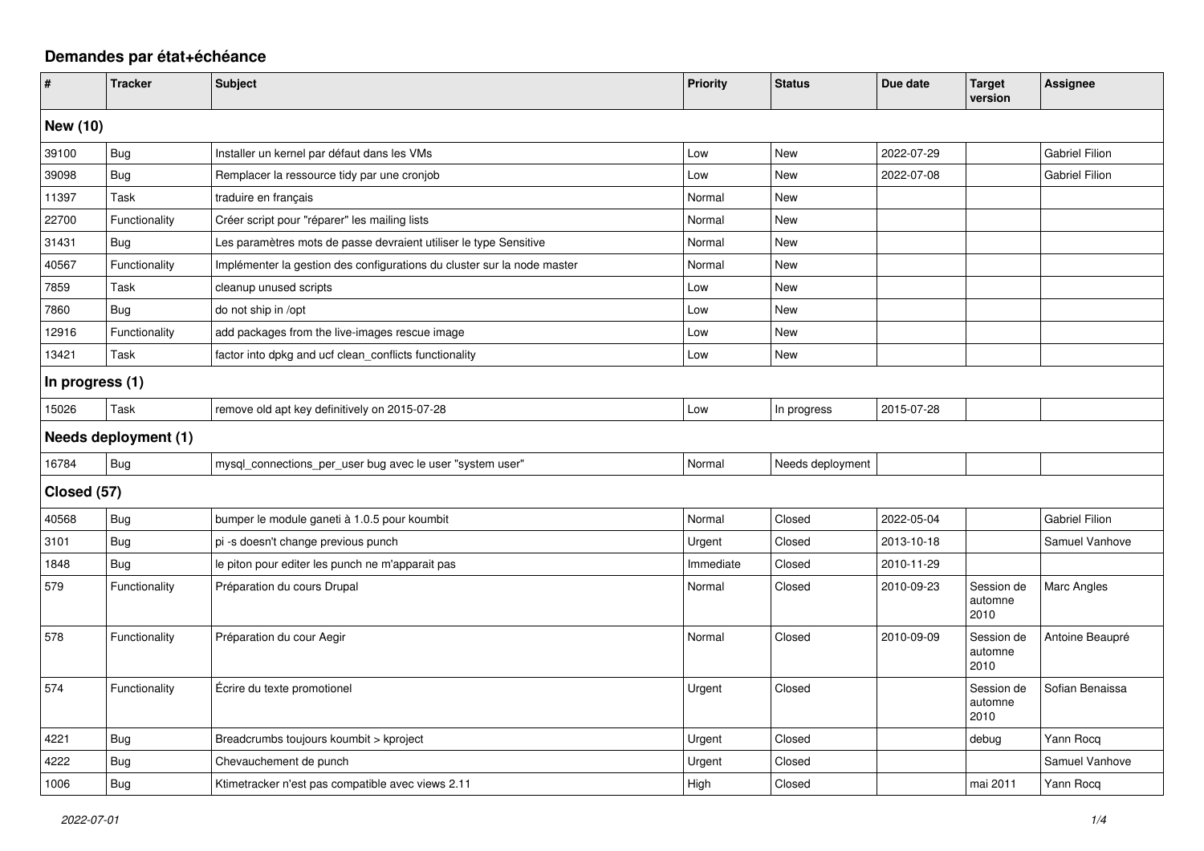## Demandes par état+échéance

| # | Tracker | Subject | Priority | Status | Due date | Target version | Assignee |
|---|---|---|---|---|---|---|---|
| **New (10)** | | | | | | | |
| 39100 | Bug | Installer un kernel par défaut dans les VMs | Low | New | 2022-07-29 | | Gabriel Filion |
| 39098 | Bug | Remplacer la ressource tidy par une cronjob | Low | New | 2022-07-08 | | Gabriel Filion |
| 11397 | Task | traduire en français | Normal | New | | | |
| 22700 | Functionality | Créer script pour "réparer" les mailing lists | Normal | New | | | |
| 31431 | Bug | Les paramètres mots de passe devraient utiliser le type Sensitive | Normal | New | | | |
| 40567 | Functionality | Implémenter la gestion des configurations du cluster sur la node master | Normal | New | | | |
| 7859 | Task | cleanup unused scripts | Low | New | | | |
| 7860 | Bug | do not ship in /opt | Low | New | | | |
| 12916 | Functionality | add packages from the live-images rescue image | Low | New | | | |
| 13421 | Task | factor into dpkg and ucf clean_conflicts functionality | Low | New | | | |
| **In progress (1)** | | | | | | | |
| 15026 | Task | remove old apt key definitively on 2015-07-28 | Low | In progress | 2015-07-28 | | |
| **Needs deployment (1)** | | | | | | | |
| 16784 | Bug | mysql_connections_per_user bug avec le user "system user" | Normal | Needs deployment | | | |
| **Closed (57)** | | | | | | | |
| 40568 | Bug | bumper le module ganeti à 1.0.5 pour koumbit | Normal | Closed | 2022-05-04 | | Gabriel Filion |
| 3101 | Bug | pi -s doesn't change previous punch | Urgent | Closed | 2013-10-18 | | Samuel Vanhove |
| 1848 | Bug | le piton pour editer les punch ne m'apparait pas | Immediate | Closed | 2010-11-29 | | |
| 579 | Functionality | Préparation du cours Drupal | Normal | Closed | 2010-09-23 | Session de automne 2010 | Marc Angles |
| 578 | Functionality | Préparation du cour Aegir | Normal | Closed | 2010-09-09 | Session de automne 2010 | Antoine Beaupré |
| 574 | Functionality | Écrire du texte promotionel | Urgent | Closed | | Session de automne 2010 | Sofian Benaissa |
| 4221 | Bug | Breadcrumbs toujours koumbit > kproject | Urgent | Closed | | debug | Yann Rocq |
| 4222 | Bug | Chevauchement de punch | Urgent | Closed | | | Samuel Vanhove |
| 1006 | Bug | Ktimetracker n'est pas compatible avec views 2.11 | High | Closed | | mai 2011 | Yann Rocq |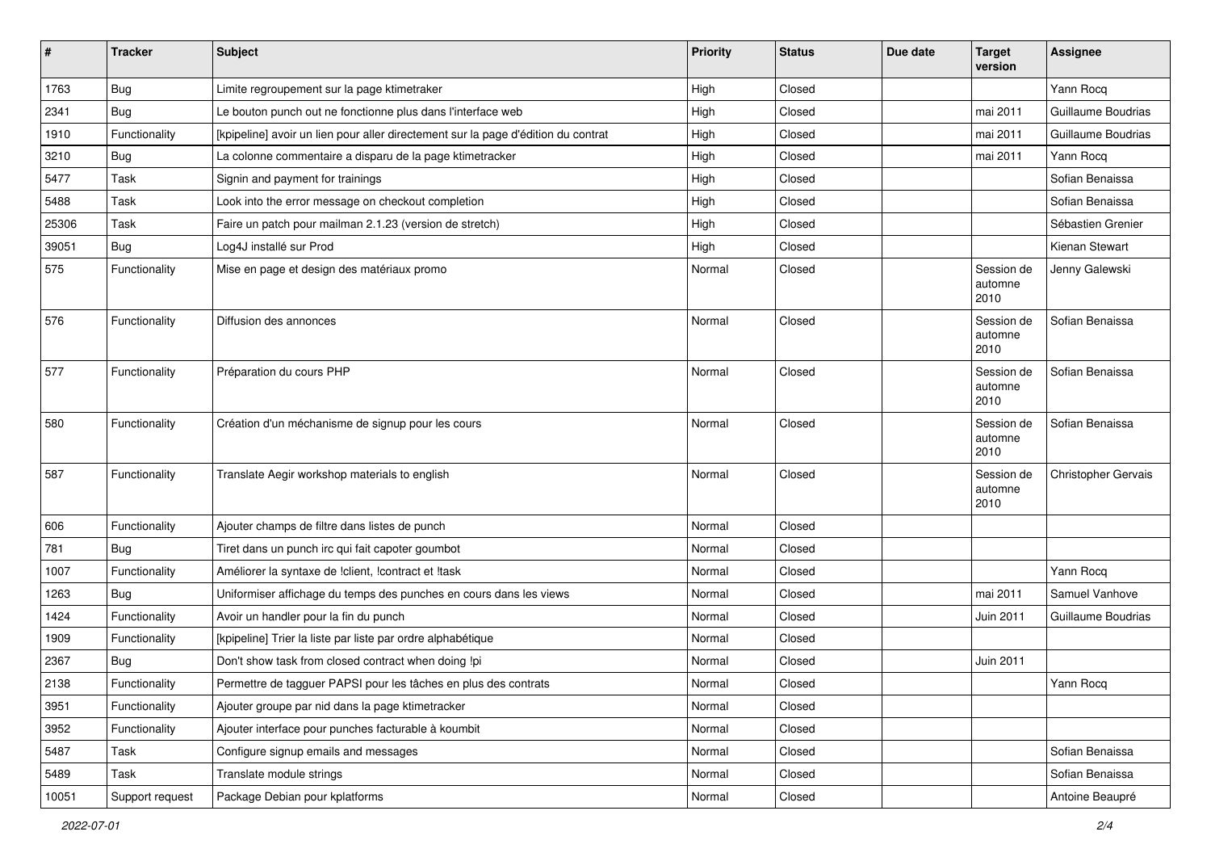| # | Tracker | Subject | Priority | Status | Due date | Target version | Assignee |
|---|---|---|---|---|---|---|---|
| 1763 | Bug | Limite regroupement sur la page ktimetraker | High | Closed | | | Yann Rocq |
| 2341 | Bug | Le bouton punch out ne fonctionne plus dans l'interface web | High | Closed | | mai 2011 | Guillaume Boudrias |
| 1910 | Functionality | [kpipeline] avoir un lien pour aller directement sur la page d'édition du contrat | High | Closed | | mai 2011 | Guillaume Boudrias |
| 3210 | Bug | La colonne commentaire a disparu de la page ktimetracker | High | Closed | | mai 2011 | Yann Rocq |
| 5477 | Task | Signin and payment for trainings | High | Closed | | | Sofian Benaissa |
| 5488 | Task | Look into the error message on checkout completion | High | Closed | | | Sofian Benaissa |
| 25306 | Task | Faire un patch pour mailman 2.1.23 (version de stretch) | High | Closed | | | Sébastien Grenier |
| 39051 | Bug | Log4J installé sur Prod | High | Closed | | | Kienan Stewart |
| 575 | Functionality | Mise en page et design des matériaux promo | Normal | Closed | | Session de automne 2010 | Jenny Galewski |
| 576 | Functionality | Diffusion des annonces | Normal | Closed | | Session de automne 2010 | Sofian Benaissa |
| 577 | Functionality | Préparation du cours PHP | Normal | Closed | | Session de automne 2010 | Sofian Benaissa |
| 580 | Functionality | Création d'un méchanisme de signup pour les cours | Normal | Closed | | Session de automne 2010 | Sofian Benaissa |
| 587 | Functionality | Translate Aegir workshop materials to english | Normal | Closed | | Session de automne 2010 | Christopher Gervais |
| 606 | Functionality | Ajouter champs de filtre dans listes de punch | Normal | Closed | | | |
| 781 | Bug | Tiret dans un punch irc qui fait capoter goumbot | Normal | Closed | | | |
| 1007 | Functionality | Améliorer la syntaxe de !client, !contract et !task | Normal | Closed | | | Yann Rocq |
| 1263 | Bug | Uniformiser affichage du temps des punches en cours dans les views | Normal | Closed | | mai 2011 | Samuel Vanhove |
| 1424 | Functionality | Avoir un handler pour la fin du punch | Normal | Closed | | Juin 2011 | Guillaume Boudrias |
| 1909 | Functionality | [kpipeline] Trier la liste par liste par ordre alphabétique | Normal | Closed | | | |
| 2367 | Bug | Don't show task from closed contract when doing !pi | Normal | Closed | | Juin 2011 | |
| 2138 | Functionality | Permettre de tagguer PAPSI pour les tâches en plus des contrats | Normal | Closed | | | Yann Rocq |
| 3951 | Functionality | Ajouter groupe par nid dans la page ktimetracker | Normal | Closed | | | |
| 3952 | Functionality | Ajouter interface pour punches facturable à koumbit | Normal | Closed | | | |
| 5487 | Task | Configure signup emails and messages | Normal | Closed | | | Sofian Benaissa |
| 5489 | Task | Translate module strings | Normal | Closed | | | Sofian Benaissa |
| 10051 | Support request | Package Debian pour kplatforms | Normal | Closed | | | Antoine Beaupré |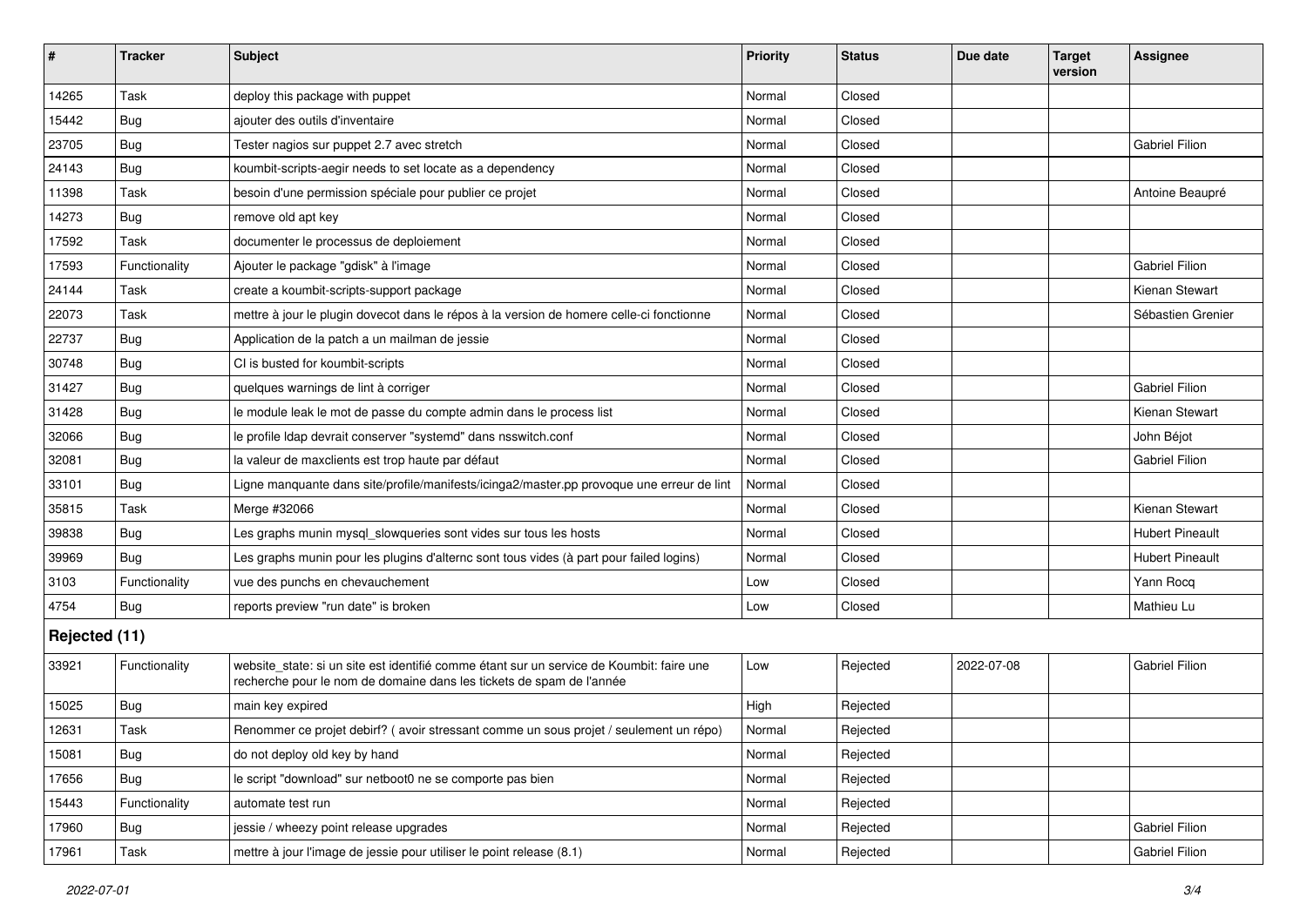| # | Tracker | Subject | Priority | Status | Due date | Target version | Assignee |
|---|---|---|---|---|---|---|---|
| 14265 | Task | deploy this package with puppet | Normal | Closed | | | |
| 15442 | Bug | ajouter des outils d'inventaire | Normal | Closed | | | |
| 23705 | Bug | Tester nagios sur puppet 2.7 avec stretch | Normal | Closed | | | Gabriel Filion |
| 24143 | Bug | koumbit-scripts-aegir needs to set locate as a dependency | Normal | Closed | | | |
| 11398 | Task | besoin d'une permission spéciale pour publier ce projet | Normal | Closed | | | Antoine Beaupré |
| 14273 | Bug | remove old apt key | Normal | Closed | | | |
| 17592 | Task | documenter le processus de deploiement | Normal | Closed | | | |
| 17593 | Functionality | Ajouter le package "gdisk" à l'image | Normal | Closed | | | Gabriel Filion |
| 24144 | Task | create a koumbit-scripts-support package | Normal | Closed | | | Kienan Stewart |
| 22073 | Task | mettre à jour le plugin dovecot dans le répos à la version de homere celle-ci fonctionne | Normal | Closed | | | Sébastien Grenier |
| 22737 | Bug | Application de la patch a un mailman de jessie | Normal | Closed | | | |
| 30748 | Bug | CI is busted for koumbit-scripts | Normal | Closed | | | |
| 31427 | Bug | quelques warnings de lint à corriger | Normal | Closed | | | Gabriel Filion |
| 31428 | Bug | le module leak le mot de passe du compte admin dans le process list | Normal | Closed | | | Kienan Stewart |
| 32066 | Bug | le profile ldap devrait conserver "systemd" dans nsswitch.conf | Normal | Closed | | | John Béjot |
| 32081 | Bug | la valeur de maxclients est trop haute par défaut | Normal | Closed | | | Gabriel Filion |
| 33101 | Bug | Ligne manquante dans site/profile/manifests/icinga2/master.pp provoque une erreur de lint | Normal | Closed | | | |
| 35815 | Task | Merge #32066 | Normal | Closed | | | Kienan Stewart |
| 39838 | Bug | Les graphs munin mysql_slowqueries sont vides sur tous les hosts | Normal | Closed | | | Hubert Pineault |
| 39969 | Bug | Les graphs munin pour les plugins d'alternc sont tous vides (à part pour failed logins) | Normal | Closed | | | Hubert Pineault |
| 3103 | Functionality | vue des punchs en chevauchement | Low | Closed | | | Yann Rocq |
| 4754 | Bug | reports preview "run date" is broken | Low | Closed | | | Mathieu Lu |
| **Rejected (11)** | | | | | | | |
| 33921 | Functionality | website_state: si un site est identifié comme étant sur un service de Koumbit: faire une recherche pour le nom de domaine dans les tickets de spam de l'année | Low | Rejected | 2022-07-08 | | Gabriel Filion |
| 15025 | Bug | main key expired | High | Rejected | | | |
| 12631 | Task | Renommer ce projet debirf? ( avoir stressant comme un sous projet / seulement un répo) | Normal | Rejected | | | |
| 15081 | Bug | do not deploy old key by hand | Normal | Rejected | | | |
| 17656 | Bug | le script "download" sur netboot0 ne se comporte pas bien | Normal | Rejected | | | |
| 15443 | Functionality | automate test run | Normal | Rejected | | | |
| 17960 | Bug | jessie / wheezy point release upgrades | Normal | Rejected | | | Gabriel Filion |
| 17961 | Task | mettre à jour l'image de jessie pour utiliser le point release (8.1) | Normal | Rejected | | | Gabriel Filion |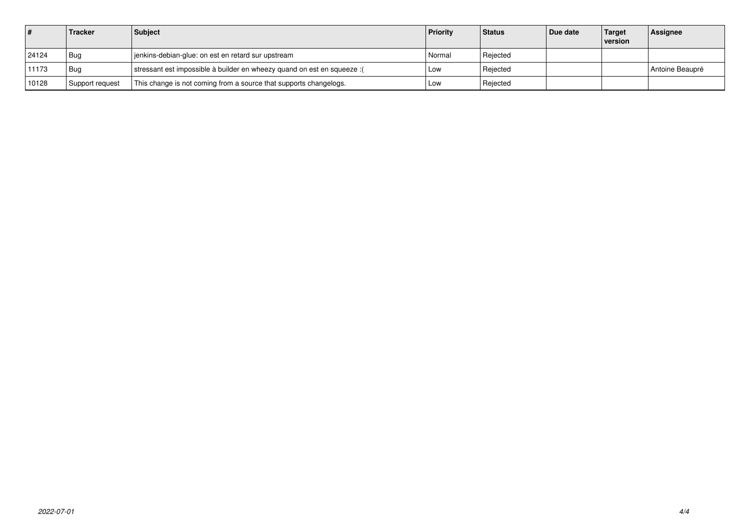| # | Tracker | Subject | Priority | Status | Due date | Target version | Assignee |
|---|---|---|---|---|---|---|---|
| 24124 | Bug | jenkins-debian-glue: on est en retard sur upstream | Normal | Rejected | | | |
| 11173 | Bug | stressant est impossible à builder en wheezy quand on est en squeeze :( | Low | Rejected | | | Antoine Beaupré |
| 10128 | Support request | This change is not coming from a source that supports changelogs. | Low | Rejected | | | |